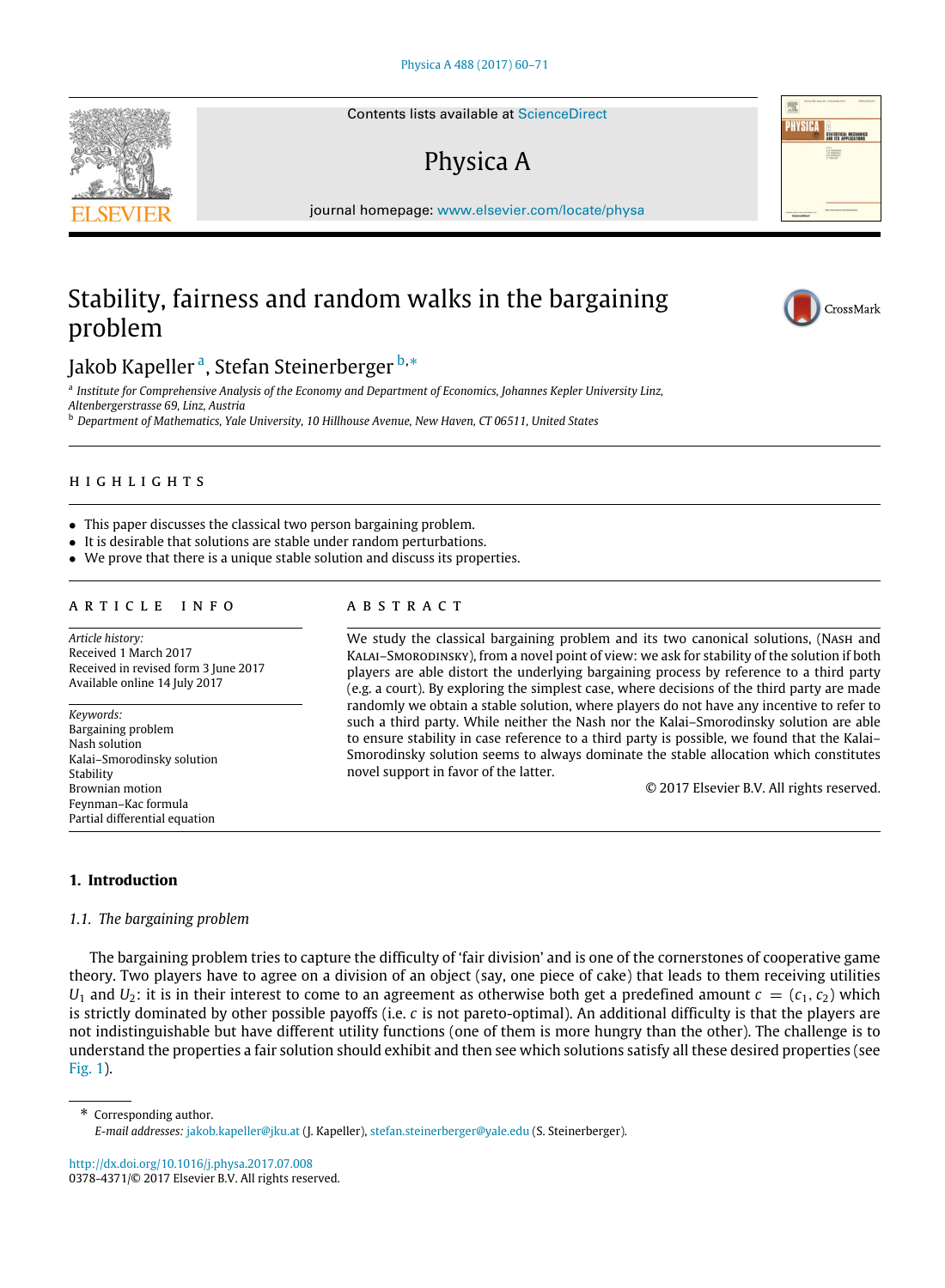# Stability, fairness and random walks in the bargaining problem

Jakob Kapeller [a], Stefan Steinerberger [b,*]

[a] *Institute for Comprehensive Analysis of the Economy and Department of Economics, Johannes Kepler University Linz, Altenbergerstrasse 69, Linz, Austria*

[b] *Department of Mathematics, Yale University, 10 Hillhouse Avenue, New Haven, CT 06511, United States*

## HIGHLIGHTS

- This paper discusses the classical two person bargaining problem.
- It is desirable that solutions are stable under random perturbations.
- We prove that there is a unique stable solution and discuss its properties.

## ARTICLE INFO

*Article history:*
Received 1 March 2017
Received in revised form 3 June 2017
Available online 14 July 2017

*Keywords:*
Bargaining problem
Nash solution
Kalai–Smorodinsky solution
Stability
Brownian motion
Feynman–Kac formula
Partial differential equation

## ABSTRACT

We study the classical bargaining problem and its two canonical solutions, (Nash and Kalai–Smorodinsky), from a novel point of view: we ask for stability of the solution if both players are able distort the underlying bargaining process by reference to a third party (e.g. a court). By exploring the simplest case, where decisions of the third party are made randomly we obtain a stable solution, where players do not have any incentive to refer to such a third party. While neither the Nash nor the Kalai–Smorodinsky solution are able to ensure stability in case reference to a third party is possible, we found that the Kalai–Smorodinsky solution seems to always dominate the stable allocation which constitutes novel support in favor of the latter.

© 2017 Elsevier B.V. All rights reserved.

## 1. Introduction

### 1.1. The bargaining problem

The bargaining problem tries to capture the difficulty of 'fair division' and is one of the cornerstones of cooperative game theory. Two players have to agree on a division of an object (say, one piece of cake) that leads to them receiving utilities $U_1$ and $U_2$: it is in their interest to come to an agreement as otherwise both get a predefined amount $c = (c_1, c_2)$ which is strictly dominated by other possible payoffs (i.e. $c$ is not pareto-optimal). An additional difficulty is that the players are not indistinguishable but have different utility functions (one of them is more hungry than the other). The challenge is to understand the properties a fair solution should exhibit and then see which solutions satisfy all these desired properties (see Fig. 1).

---

* Corresponding author.
*E-mail addresses:* jakob.kapeller@jku.at (J. Kapeller), stefan.steinerberger@yale.edu (S. Steinerberger).

http://dx.doi.org/10.1016/j.physa.2017.07.008
0378-4371/© 2017 Elsevier B.V. All rights reserved.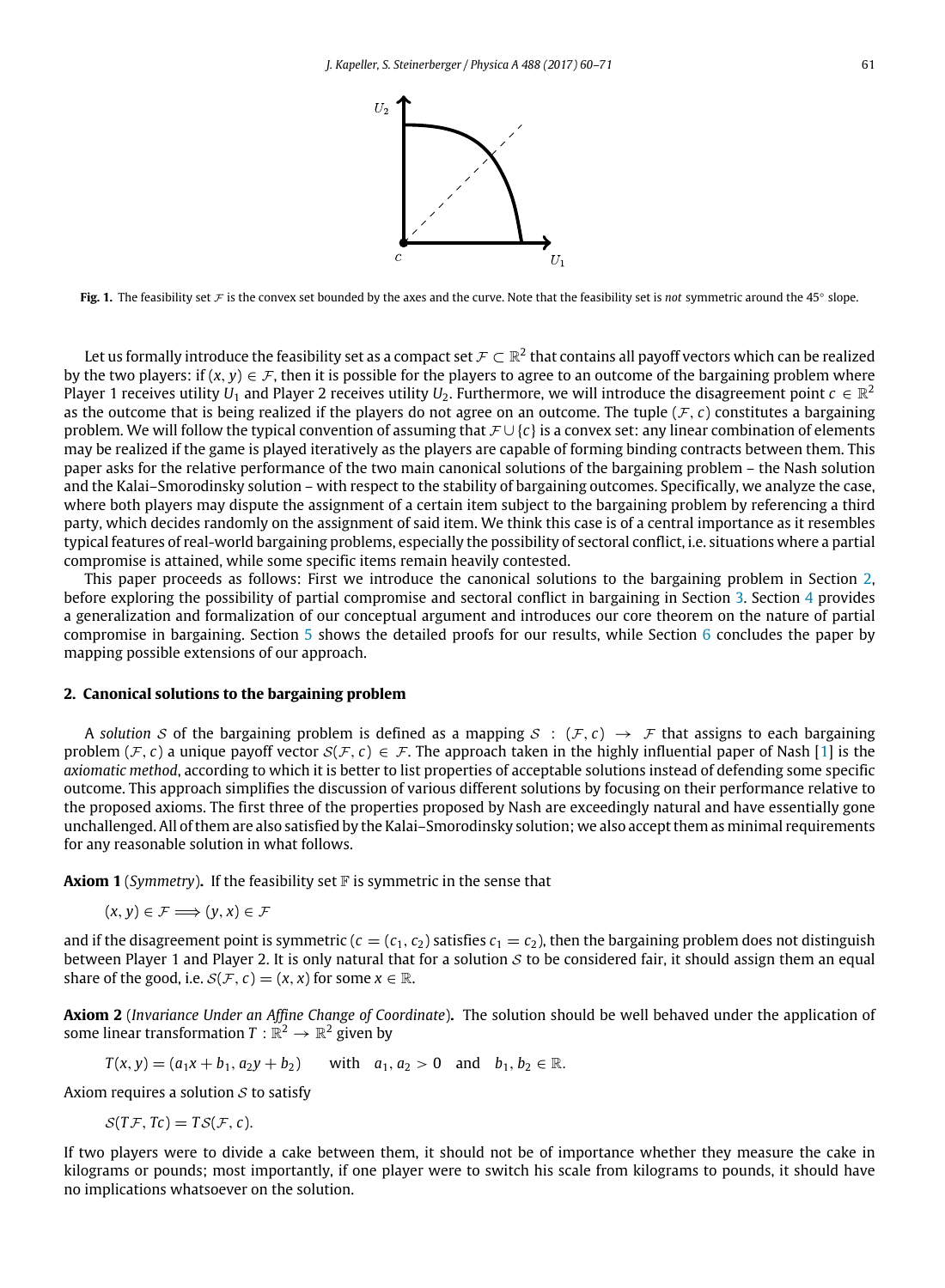**Fig. 1.** The feasibility set $\mathcal{F}$ is the convex set bounded by the axes and the curve. Note that the feasibility set is *not* symmetric around the 45° slope.

Let us formally introduce the feasibility set as a compact set $\mathcal{F} \subset \mathbb{R}^2$ that contains all payoff vectors which can be realized by the two players: if $(x, y) \in \mathcal{F}$, then it is possible for the players to agree to an outcome of the bargaining problem where Player 1 receives utility $U_1$ and Player 2 receives utility $U_2$. Furthermore, we will introduce the disagreement point $c \in \mathbb{R}^2$ as the outcome that is being realized if the players do not agree on an outcome. The tuple $(\mathcal{F}, c)$ constitutes a bargaining problem. We will follow the typical convention of assuming that $\mathcal{F} \cup \{c\}$ is a convex set: any linear combination of elements may be realized if the game is played iteratively as the players are capable of forming binding contracts between them. This paper asks for the relative performance of the two main canonical solutions of the bargaining problem – the Nash solution and the Kalai–Smorodinsky solution – with respect to the stability of bargaining outcomes. Specifically, we analyze the case, where both players may dispute the assignment of a certain item subject to the bargaining problem by referencing a third party, which decides randomly on the assignment of said item. We think this case is of a central importance as it resembles typical features of real-world bargaining problems, especially the possibility of sectoral conflict, i.e. situations where a partial compromise is attained, while some specific items remain heavily contested.

This paper proceeds as follows: First we introduce the canonical solutions to the bargaining problem in Section 2, before exploring the possibility of partial compromise and sectoral conflict in bargaining in Section 3. Section 4 provides a generalization and formalization of our conceptual argument and introduces our core theorem on the nature of partial compromise in bargaining. Section 5 shows the detailed proofs for our results, while Section 6 concludes the paper by mapping possible extensions of our approach.

## 2. Canonical solutions to the bargaining problem

A *solution* $\mathcal{S}$ of the bargaining problem is defined as a mapping $\mathcal{S} : (\mathcal{F}, c) \rightarrow \mathcal{F}$ that assigns to each bargaining problem $(\mathcal{F}, c)$ a unique payoff vector $\mathcal{S}(\mathcal{F}, c) \in \mathcal{F}$. The approach taken in the highly influential paper of Nash [1] is the *axiomatic method*, according to which it is better to list properties of acceptable solutions instead of defending some specific outcome. This approach simplifies the discussion of various different solutions by focusing on their performance relative to the proposed axioms. The first three of the properties proposed by Nash are exceedingly natural and have essentially gone unchallenged. All of them are also satisfied by the Kalai–Smorodinsky solution; we also accept them as minimal requirements for any reasonable solution in what follows.

**Axiom 1** (*Symmetry*)**.** If the feasibility set $\mathbb{F}$ is symmetric in the sense that

$$(x, y) \in \mathcal{F} \Longrightarrow (y, x) \in \mathcal{F}$$

and if the disagreement point is symmetric ($c = (c_1, c_2)$ satisfies $c_1 = c_2$), then the bargaining problem does not distinguish between Player 1 and Player 2. It is only natural that for a solution $\mathcal{S}$ to be considered fair, it should assign them an equal share of the good, i.e. $\mathcal{S}(\mathcal{F}, c) = (x, x)$ for some $x \in \mathbb{R}$.

**Axiom 2** (*Invariance Under an Affine Change of Coordinate*)**.** The solution should be well behaved under the application of some linear transformation $T : \mathbb{R}^2 \rightarrow \mathbb{R}^2$ given by

$$T(x, y) = (a_1 x + b_1, a_2 y + b_2) \quad \text{with} \quad a_1, a_2 > 0 \quad \text{and} \quad b_1, b_2 \in \mathbb{R}.$$

Axiom requires a solution $\mathcal{S}$ to satisfy

$$\mathcal{S}(T\mathcal{F}, Tc) = T\mathcal{S}(\mathcal{F}, c).$$

If two players were to divide a cake between them, it should not be of importance whether they measure the cake in kilograms or pounds; most importantly, if one player were to switch his scale from kilograms to pounds, it should have no implications whatsoever on the solution.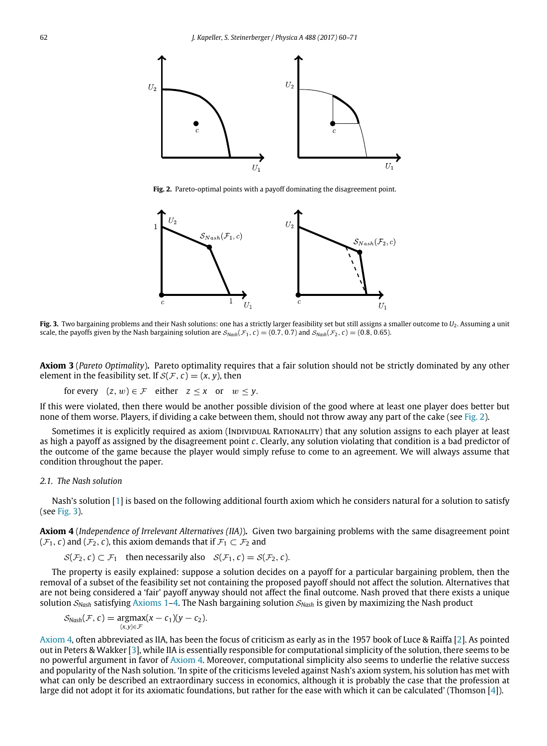**Fig. 2.** Pareto-optimal points with a payoff dominating the disagreement point.

**Fig. 3.** Two bargaining problems and their Nash solutions: one has a strictly larger feasibility set but still assigns a smaller outcome to $U_2$. Assuming a unit scale, the payoffs given by the Nash bargaining solution are $\mathcal{S}_{Nash}(\mathcal{F}_1, c) = (0.7, 0.7)$ and $\mathcal{S}_{Nash}(\mathcal{F}_2, c) = (0.8, 0.65)$.

**Axiom 3** (*Pareto Optimality*)**.** Pareto optimality requires that a fair solution should not be strictly dominated by any other element in the feasibility set. If $\mathcal{S}(\mathcal{F}, c) = (x, y)$, then

$$\text{for every} \quad (z, w) \in \mathcal{F} \quad \text{either} \quad z \leq x \quad \text{or} \quad w \leq y.$$

If this were violated, then there would be another possible division of the good where at least one player does better but none of them worse. Players, if dividing a cake between them, should not throw away any part of the cake (see Fig. 2).

Sometimes it is explicitly required as axiom (Individual Rationality) that any solution assigns to each player at least as high a payoff as assigned by the disagreement point $c$. Clearly, any solution violating that condition is a bad predictor of the outcome of the game because the player would simply refuse to come to an agreement. We will always assume that condition throughout the paper.

### 2.1. The Nash solution

Nash's solution [1] is based on the following additional fourth axiom which he considers natural for a solution to satisfy (see Fig. 3).

**Axiom 4** (*Independence of Irrelevant Alternatives (IIA)*)**.** Given two bargaining problems with the same disagreement point $(\mathcal{F}_1, c)$ and $(\mathcal{F}_2, c)$, this axiom demands that if $\mathcal{F}_1 \subset \mathcal{F}_2$ and

$$\mathcal{S}(\mathcal{F}_2, c) \subset \mathcal{F}_1 \quad \text{then necessarily also} \quad \mathcal{S}(\mathcal{F}_1, c) = \mathcal{S}(\mathcal{F}_2, c).$$

The property is easily explained: suppose a solution decides on a payoff for a particular bargaining problem, then the removal of a subset of the feasibility set not containing the proposed payoff should not affect the solution. Alternatives that are not being considered a 'fair' payoff anyway should not affect the final outcome. Nash proved that there exists a unique solution $\mathcal{S}_{Nash}$ satisfying Axioms 1–4. The Nash bargaining solution $\mathcal{S}_{Nash}$ is given by maximizing the Nash product

$$\mathcal{S}_{Nash}(\mathcal{F}, c) = \underset{(x,y) \in \mathcal{F}}{\operatorname{argmax}} (x - c_1)(y - c_2).$$

Axiom 4, often abbreviated as IIA, has been the focus of criticism as early as in the 1957 book of Luce & Raiffa [2]. As pointed out in Peters & Wakker [3], while IIA is essentially responsible for computational simplicity of the solution, there seems to be no powerful argument in favor of Axiom 4. Moreover, computational simplicity also seems to underlie the relative success and popularity of the Nash solution. 'In spite of the criticisms leveled against Nash's axiom system, his solution has met with what can only be described an extraordinary success in economics, although it is probably the case that the profession at large did not adopt it for its axiomatic foundations, but rather for the ease with which it can be calculated' (Thomson [4]).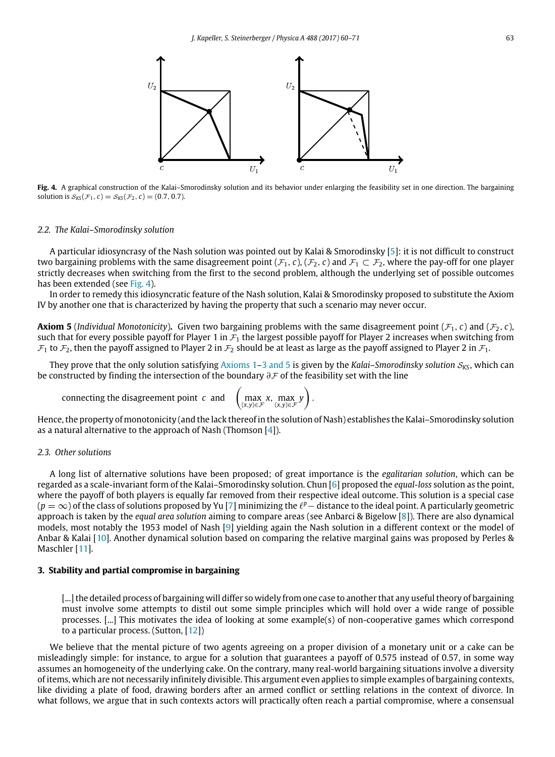**Fig. 4.** A graphical construction of the Kalai–Smorodinsky solution and its behavior under enlarging the feasibility set in one direction. The bargaining solution is $\mathcal{S}_{KS}(\mathcal{F}_1, c) = \mathcal{S}_{KS}(\mathcal{F}_2, c) = (0.7, 0.7)$.

### 2.2. The Kalai–Smorodinsky solution

A particular idiosyncrasy of the Nash solution was pointed out by Kalai & Smorodinsky [5]: it is not difficult to construct two bargaining problems with the same disagreement point $(\mathcal{F}_1, c)$, $(\mathcal{F}_2, c)$ and $\mathcal{F}_1 \subset \mathcal{F}_2$, where the pay-off for one player strictly decreases when switching from the first to the second problem, although the underlying set of possible outcomes has been extended (see Fig. 4).

In order to remedy this idiosyncratic feature of the Nash solution, Kalai & Smorodinsky proposed to substitute the Axiom IV by another one that is characterized by having the property that such a scenario may never occur.

**Axiom 5** (*Individual Monotonicity*)**.** Given two bargaining problems with the same disagreement point $(\mathcal{F}_1, c)$ and $(\mathcal{F}_2, c)$, such that for every possible payoff for Player 1 in $\mathcal{F}_1$ the largest possible payoff for Player 2 increases when switching from $\mathcal{F}_1$ to $\mathcal{F}_2$, then the payoff assigned to Player 2 in $\mathcal{F}_2$ should be at least as large as the payoff assigned to Player 2 in $\mathcal{F}_1$.

They prove that the only solution satisfying Axioms 1–3 and 5 is given by the *Kalai–Smorodinsky solution* $\mathcal{S}_{KS}$, which can be constructed by finding the intersection of the boundary $\partial\mathcal{F}$ of the feasibility set with the line

$$\text{connecting the disagreement point } c \text{ and } \left( \max_{(x,y)\in\mathcal{F}} x, \max_{(x,y)\in\mathcal{F}} y \right).$$

Hence, the property of monotonicity (and the lack thereof in the solution of Nash) establishes the Kalai–Smorodinsky solution as a natural alternative to the approach of Nash (Thomson [4]).

### 2.3. Other solutions

A long list of alternative solutions have been proposed; of great importance is the *egalitarian solution*, which can be regarded as a scale-invariant form of the Kalai–Smorodinsky solution. Chun [6] proposed the *equal-loss* solution as the point, where the payoff of both players is equally far removed from their respective ideal outcome. This solution is a special case ($p = \infty$) of the class of solutions proposed by Yu [7] minimizing the $\ell^p-$ distance to the ideal point. A particularly geometric approach is taken by the *equal area solution* aiming to compare areas (see Anbarci & Bigelow [8]). There are also dynamical models, most notably the 1953 model of Nash [9] yielding again the Nash solution in a different context or the model of Anbar & Kalai [10]. Another dynamical solution based on comparing the relative marginal gains was proposed by Perles & Maschler [11].

## 3. Stability and partial compromise in bargaining

> [...] the detailed process of bargaining will differ so widely from one case to another that any useful theory of bargaining must involve some attempts to distil out some simple principles which will hold over a wide range of possible processes. [...] This motivates the idea of looking at some example(s) of non-cooperative games which correspond to a particular process. (Sutton, [12])

We believe that the mental picture of two agents agreeing on a proper division of a monetary unit or a cake can be misleadingly simple: for instance, to argue for a solution that guarantees a payoff of 0.575 instead of 0.57, in some way assumes an homogeneity of the underlying cake. On the contrary, many real-world bargaining situations involve a diversity of items, which are not necessarily infinitely divisible. This argument even applies to simple examples of bargaining contexts, like dividing a plate of food, drawing borders after an armed conflict or settling relations in the context of divorce. In what follows, we argue that in such contexts actors will practically often reach a partial compromise, where a consensual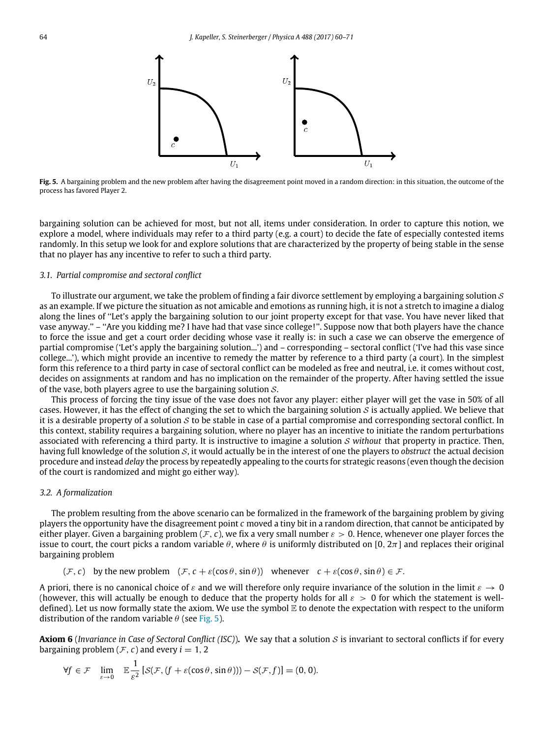Fig. 5. A bargaining problem and the new problem after having the disagreement point moved in a random direction: in this situation, the outcome of the process has favored Player 2.

bargaining solution can be achieved for most, but not all, items under consideration. In order to capture this notion, we explore a model, where individuals may refer to a third party (e.g. a court) to decide the fate of especially contested items randomly. In this setup we look for and explore solutions that are characterized by the property of being stable in the sense that no player has any incentive to refer to such a third party.

### 3.1. Partial compromise and sectoral conflict

To illustrate our argument, we take the problem of finding a fair divorce settlement by employing a bargaining solution $\mathcal{S}$ as an example. If we picture the situation as not amicable and emotions as running high, it is not a stretch to imagine a dialog along the lines of "Let's apply the bargaining solution to our joint property except for that vase. You have never liked that vase anyway." – "Are you kidding me? I have had that vase since college!". Suppose now that both players have the chance to force the issue and get a court order deciding whose vase it really is: in such a case we can observe the emergence of partial compromise ('Let's apply the bargaining solution...') and – corresponding – sectoral conflict ('I've had this vase since college...'), which might provide an incentive to remedy the matter by reference to a third party (a court). In the simplest form this reference to a third party in case of sectoral conflict can be modeled as free and neutral, i.e. it comes without cost, decides on assignments at random and has no implication on the remainder of the property. After having settled the issue of the vase, both players agree to use the bargaining solution $\mathcal{S}$.

This process of forcing the tiny issue of the vase does not favor any player: either player will get the vase in 50% of all cases. However, it has the effect of changing the set to which the bargaining solution $\mathcal{S}$ is actually applied. We believe that it is a desirable property of a solution $\mathcal{S}$ to be stable in case of a partial compromise and corresponding sectoral conflict. In this context, stability requires a bargaining solution, where no player has an incentive to initiate the random perturbations associated with referencing a third party. It is instructive to imagine a solution $\mathcal{S}$ *without* that property in practice. Then, having full knowledge of the solution $\mathcal{S}$, it would actually be in the interest of one the players to *obstruct* the actual decision procedure and instead *delay* the process by repeatedly appealing to the courts for strategic reasons (even though the decision of the court is randomized and might go either way).

### 3.2. A formalization

The problem resulting from the above scenario can be formalized in the framework of the bargaining problem by giving players the opportunity have the disagreement point $c$ moved a tiny bit in a random direction, that cannot be anticipated by either player. Given a bargaining problem $(\mathcal{F}, c)$, we fix a very small number $\varepsilon > 0$. Hence, whenever one player forces the issue to court, the court picks a random variable $\theta$, where $\theta$ is uniformly distributed on $[0, 2\pi]$ and replaces their original bargaining problem

$$(\mathcal{F}, c) \quad \text{by the new problem} \quad (\mathcal{F}, c + \varepsilon(\cos\theta, \sin\theta)) \quad \text{whenever} \quad c + \varepsilon(\cos\theta, \sin\theta) \in \mathcal{F}.$$

A priori, there is no canonical choice of $\varepsilon$ and we will therefore only require invariance of the solution in the limit $\varepsilon \to 0$ (however, this will actually be enough to deduce that the property holds for all $\varepsilon > 0$ for which the statement is well-defined). Let us now formally state the axiom. We use the symbol $\mathbb{E}$ to denote the expectation with respect to the uniform distribution of the random variable $\theta$ (see Fig. 5).

**Axiom 6** (*Invariance in Case of Sectoral Conflict (ISC)*)**.** We say that a solution $\mathcal{S}$ is invariant to sectoral conflicts if for every bargaining problem $(\mathcal{F}, c)$ and every $i = 1, 2$

$$\forall f \in \mathcal{F} \quad \lim_{\varepsilon \to 0} \quad \mathbb{E}\frac{1}{\varepsilon^2}\left[\mathcal{S}(\mathcal{F}, (f + \varepsilon(\cos\theta, \sin\theta))) - \mathcal{S}(\mathcal{F}, f)\right] = (0, 0).$$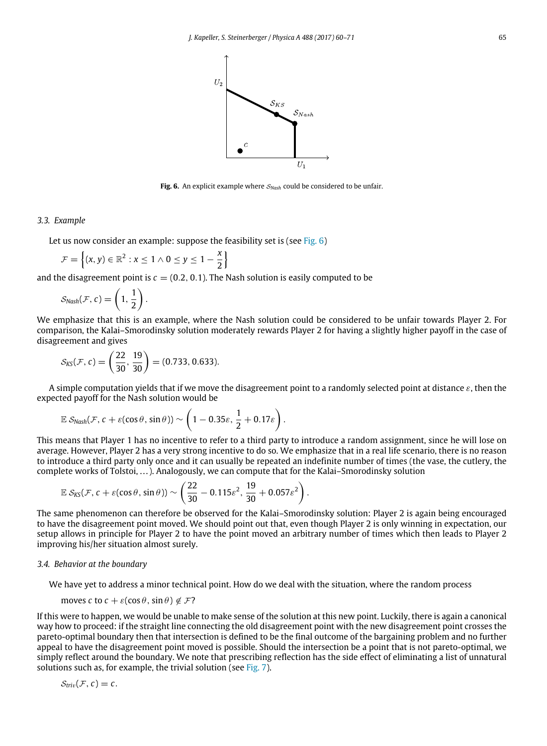**Fig. 6.** An explicit example where $\mathcal{S}_{Nash}$ could be considered to be unfair.

### 3.3. Example

Let us now consider an example: suppose the feasibility set is (see Fig. 6)

$$\mathcal{F} = \left\{(x, y) \in \mathbb{R}^2 : x \leq 1 \wedge 0 \leq y \leq 1 - \frac{x}{2}\right\}$$

and the disagreement point is $c = (0.2, 0.1)$. The Nash solution is easily computed to be

$$\mathcal{S}_{Nash}(\mathcal{F}, c) = \left(1, \frac{1}{2}\right).$$

We emphasize that this is an example, where the Nash solution could be considered to be unfair towards Player 2. For comparison, the Kalai–Smorodinsky solution moderately rewards Player 2 for having a slightly higher payoff in the case of disagreement and gives

$$\mathcal{S}_{KS}(\mathcal{F}, c) = \left(\frac{22}{30}, \frac{19}{30}\right) = (0.733, 0.633).$$

A simple computation yields that if we move the disagreement point to a randomly selected point at distance $\varepsilon$, then the expected payoff for the Nash solution would be

$$\mathbb{E}\, \mathcal{S}_{Nash}(\mathcal{F}, c + \varepsilon(\cos\theta, \sin\theta)) \sim \left(1 - 0.35\varepsilon, \frac{1}{2} + 0.17\varepsilon\right).$$

This means that Player 1 has no incentive to refer to a third party to introduce a random assignment, since he will lose on average. However, Player 2 has a very strong incentive to do so. We emphasize that in a real life scenario, there is no reason to introduce a third party only once and it can usually be repeated an indefinite number of times (the vase, the cutlery, the complete works of Tolstoi, ...). Analogously, we can compute that for the Kalai–Smorodinsky solution

$$\mathbb{E}\, \mathcal{S}_{KS}(\mathcal{F}, c + \varepsilon(\cos\theta, \sin\theta)) \sim \left(\frac{22}{30} - 0.115\varepsilon^2, \frac{19}{30} + 0.057\varepsilon^2\right).$$

The same phenomenon can therefore be observed for the Kalai–Smorodinsky solution: Player 2 is again being encouraged to have the disagreement point moved. We should point out that, even though Player 2 is only winning in expectation, our setup allows in principle for Player 2 to have the point moved an arbitrary number of times which then leads to Player 2 improving his/her situation almost surely.

### 3.4. Behavior at the boundary

We have yet to address a minor technical point. How do we deal with the situation, where the random process

moves $c$ to $c + \varepsilon(\cos\theta, \sin\theta) \notin \mathcal{F}$?

If this were to happen, we would be unable to make sense of the solution at this new point. Luckily, there is again a canonical way how to proceed: if the straight line connecting the old disagreement point with the new disagreement point crosses the pareto-optimal boundary then that intersection is defined to be the final outcome of the bargaining problem and no further appeal to have the disagreement point moved is possible. Should the intersection be a point that is not pareto-optimal, we simply reflect around the boundary. We note that prescribing reflection has the side effect of eliminating a list of unnatural solutions such as, for example, the trivial solution (see Fig. 7).

$$\mathcal{S}_{triv}(\mathcal{F}, c) = c.$$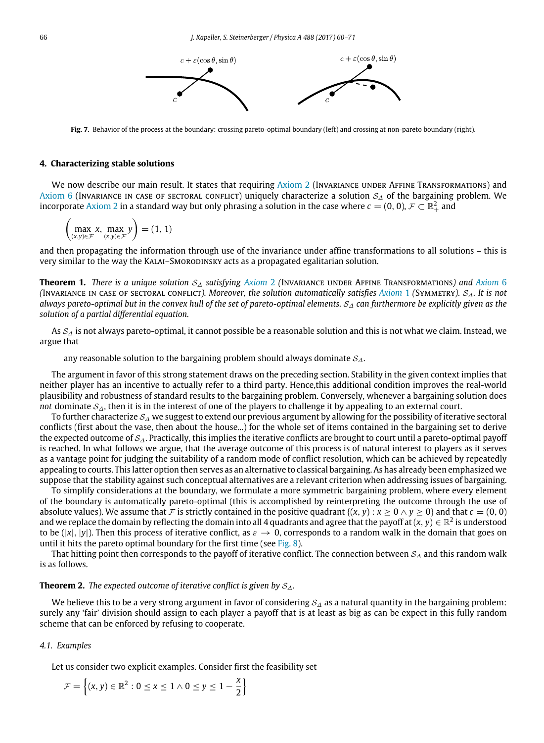Fig. 7. Behavior of the process at the boundary: crossing pareto-optimal boundary (left) and crossing at non-pareto boundary (right).

## 4. Characterizing stable solutions

We now describe our main result. It states that requiring Axiom 2 (Invariance under Affine Transformations) and Axiom 6 (Invariance in case of sectoral conflict) uniquely characterize a solution $\mathcal{S}_\Delta$ of the bargaining problem. We incorporate Axiom 2 in a standard way but only phrasing a solution in the case where $c = (0, 0)$, $\mathcal{F} \subset \mathbb{R}_+^2$ and

$$\left( \max_{(x,y)\in\mathcal{F}} x, \max_{(x,y)\in\mathcal{F}} y \right) = (1, 1)$$

and then propagating the information through use of the invariance under affine transformations to all solutions – this is very similar to the way the Kalai–Smorodinsky acts as a propagated egalitarian solution.

**Theorem 1.** *There is a unique solution $\mathcal{S}_\Delta$ satisfying Axiom 2 (Invariance under Affine Transformations) and Axiom 6 (Invariance in case of sectoral conflict). Moreover, the solution automatically satisfies Axiom 1 (Symmetry). $\mathcal{S}_\Delta$. It is not always pareto-optimal but in the convex hull of the set of pareto-optimal elements. $\mathcal{S}_\Delta$ can furthermore be explicitly given as the solution of a partial differential equation.*

As $\mathcal{S}_\Delta$ is not always pareto-optimal, it cannot possible be a reasonable solution and this is not what we claim. Instead, we argue that

> any reasonable solution to the bargaining problem should always dominate $\mathcal{S}_\Delta$.

The argument in favor of this strong statement draws on the preceding section. Stability in the given context implies that neither player has an incentive to actually refer to a third party. Hence,this additional condition improves the real-world plausibility and robustness of standard results to the bargaining problem. Conversely, whenever a bargaining solution does *not* dominate $\mathcal{S}_\Delta$, then it is in the interest of one of the players to challenge it by appealing to an external court.

To further characterize $\mathcal{S}_\Delta$ we suggest to extend our previous argument by allowing for the possibility of iterative sectoral conflicts (first about the vase, then about the house...) for the whole set of items contained in the bargaining set to derive the expected outcome of $\mathcal{S}_\Delta$. Practically, this implies the iterative conflicts are brought to court until a pareto-optimal payoff is reached. In what follows we argue, that the average outcome of this process is of natural interest to players as it serves as a vantage point for judging the suitability of a random mode of conflict resolution, which can be achieved by repeatedly appealing to courts. This latter option then serves as an alternative to classical bargaining. As has already been emphasized we suppose that the stability against such conceptual alternatives are a relevant criterion when addressing issues of bargaining.

To simplify considerations at the boundary, we formulate a more symmetric bargaining problem, where every element of the boundary is automatically pareto-optimal (this is accomplished by reinterpreting the outcome through the use of absolute values). We assume that $\mathcal{F}$ is strictly contained in the positive quadrant $\{(x, y) : x \geq 0 \wedge y \geq 0\}$ and that $c = (0, 0)$ and we replace the domain by reflecting the domain into all 4 quadrants and agree that the payoff at $(x, y) \in \mathbb{R}^2$ is understood to be $(|x|, |y|)$. Then this process of iterative conflict, as $\varepsilon \to 0$, corresponds to a random walk in the domain that goes on until it hits the pareto optimal boundary for the first time (see Fig. 8).

That hitting point then corresponds to the payoff of iterative conflict. The connection between $\mathcal{S}_\Delta$ and this random walk is as follows.

**Theorem 2.** *The expected outcome of iterative conflict is given by $\mathcal{S}_\Delta$.*

We believe this to be a very strong argument in favor of considering $\mathcal{S}_\Delta$ as a natural quantity in the bargaining problem: surely any 'fair' division should assign to each player a payoff that is at least as big as can be expect in this fully random scheme that can be enforced by refusing to cooperate.

### 4.1. Examples

Let us consider two explicit examples. Consider first the feasibility set

$$\mathcal{F} = \left\{ (x, y) \in \mathbb{R}^2 : 0 \leq x \leq 1 \wedge 0 \leq y \leq 1 - \frac{x}{2} \right\}$$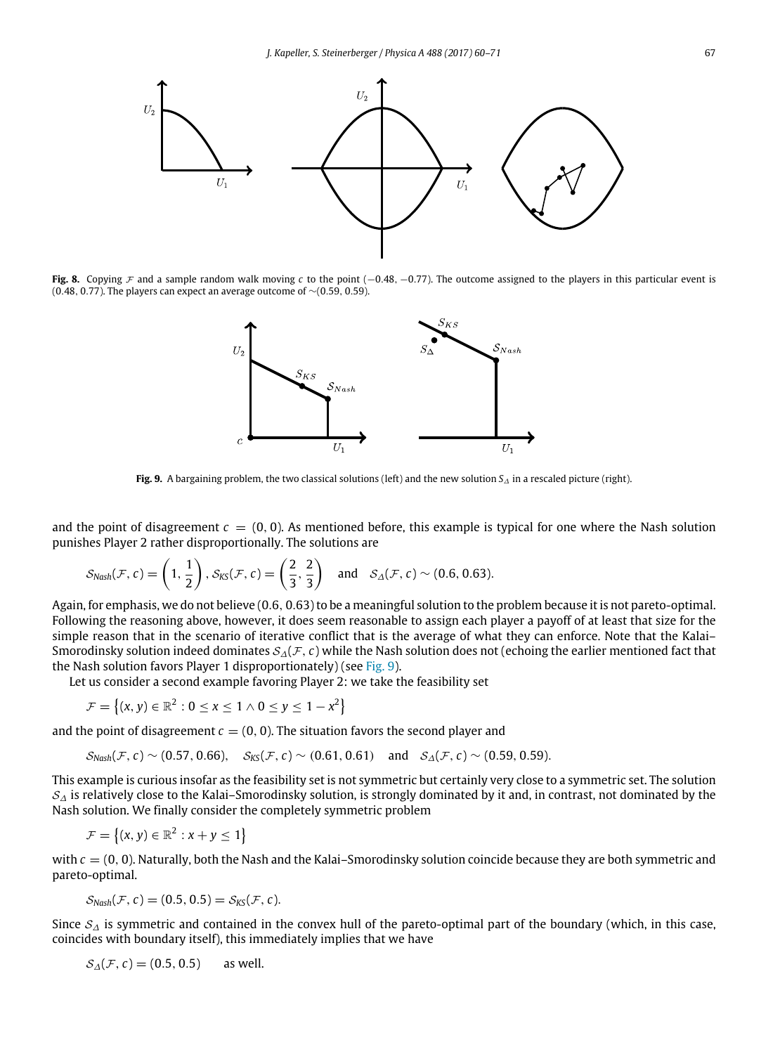**Fig. 8.** Copying $\mathcal{F}$ and a sample random walk moving $c$ to the point $(-0.48, -0.77)$. The outcome assigned to the players in this particular event is $(0.48, 0.77)$. The players can expect an average outcome of $\sim(0.59, 0.59)$.

**Fig. 9.** A bargaining problem, the two classical solutions (left) and the new solution $S_\Delta$ in a rescaled picture (right).

and the point of disagreement $c = (0, 0)$. As mentioned before, this example is typical for one where the Nash solution punishes Player 2 rather disproportionally. The solutions are

$$\mathcal{S}_{Nash}(\mathcal{F}, c) = \left(1, \frac{1}{2}\right), \mathcal{S}_{KS}(\mathcal{F}, c) = \left(\frac{2}{3}, \frac{2}{3}\right) \quad \text{and} \quad \mathcal{S}_\Delta(\mathcal{F}, c) \sim (0.6, 0.63).$$

Again, for emphasis, we do not believe $(0.6, 0.63)$ to be a meaningful solution to the problem because it is not pareto-optimal. Following the reasoning above, however, it does seem reasonable to assign each player a payoff of at least that size for the simple reason that in the scenario of iterative conflict that is the average of what they can enforce. Note that the Kalai–Smorodinsky solution indeed dominates $\mathcal{S}_\Delta(\mathcal{F}, c)$ while the Nash solution does not (echoing the earlier mentioned fact that the Nash solution favors Player 1 disproportionately) (see Fig. 9).

Let us consider a second example favoring Player 2: we take the feasibility set

$$\mathcal{F} = \left\{(x, y) \in \mathbb{R}^2 : 0 \leq x \leq 1 \wedge 0 \leq y \leq 1 - x^2\right\}$$

and the point of disagreement $c = (0, 0)$. The situation favors the second player and

$$\mathcal{S}_{Nash}(\mathcal{F}, c) \sim (0.57, 0.66), \quad \mathcal{S}_{KS}(\mathcal{F}, c) \sim (0.61, 0.61) \quad \text{and} \quad \mathcal{S}_\Delta(\mathcal{F}, c) \sim (0.59, 0.59).$$

This example is curious insofar as the feasibility set is not symmetric but certainly very close to a symmetric set. The solution $\mathcal{S}_\Delta$ is relatively close to the Kalai–Smorodinsky solution, is strongly dominated by it and, in contrast, not dominated by the Nash solution. We finally consider the completely symmetric problem

$$\mathcal{F} = \left\{(x, y) \in \mathbb{R}^2 : x + y \leq 1\right\}$$

with $c = (0, 0)$. Naturally, both the Nash and the Kalai–Smorodinsky solution coincide because they are both symmetric and pareto-optimal.

$$\mathcal{S}_{Nash}(\mathcal{F}, c) = (0.5, 0.5) = \mathcal{S}_{KS}(\mathcal{F}, c).$$

Since $\mathcal{S}_\Delta$ is symmetric and contained in the convex hull of the pareto-optimal part of the boundary (which, in this case, coincides with boundary itself), this immediately implies that we have

$$\mathcal{S}_\Delta(\mathcal{F}, c) = (0.5, 0.5) \qquad \text{as well.}$$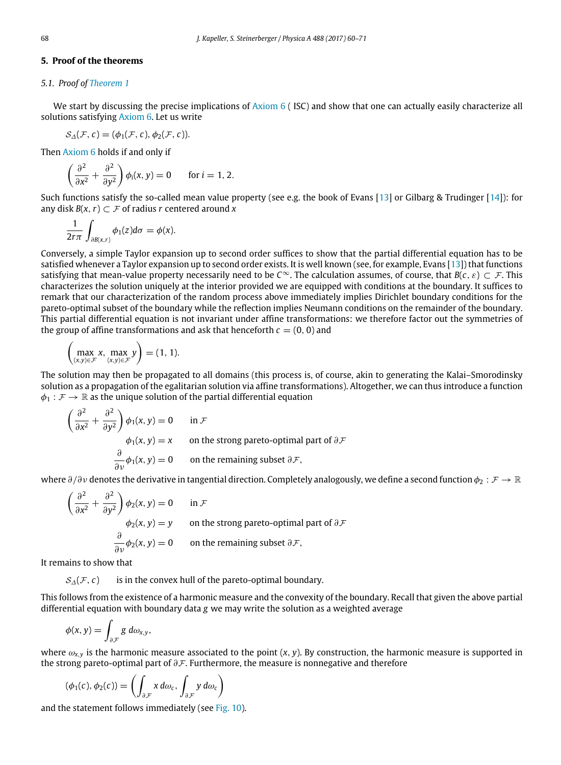## 5. Proof of the theorems

### 5.1. Proof of Theorem 1

We start by discussing the precise implications of Axiom 6 ( ISC) and show that one can actually easily characterize all solutions satisfying Axiom 6. Let us write

$$\mathcal{S}_{\Delta}(\mathcal{F}, c) = (\phi_1(\mathcal{F}, c), \phi_2(\mathcal{F}, c)).$$

Then Axiom 6 holds if and only if

$$\left( \frac{\partial^2}{\partial x^2} + \frac{\partial^2}{\partial y^2} \right) \phi_i(x, y) = 0 \qquad \text{for } i = 1, 2.$$

Such functions satisfy the so-called mean value property (see e.g. the book of Evans [13] or Gilbarg & Trudinger [14]): for any disk $B(x, r) \subset \mathcal{F}$ of radius $r$ centered around $x$

$$\frac{1}{2r\pi} \int_{\partial B(x,r)} \phi_1(z) d\sigma = \phi(x).$$

Conversely, a simple Taylor expansion up to second order suffices to show that the partial differential equation has to be satisfied whenever a Taylor expansion up to second order exists. It is well known (see, for example, Evans [13]) that functions satisfying that mean-value property necessarily need to be $C^{\infty}$. The calculation assumes, of course, that $B(c, \varepsilon) \subset \mathcal{F}$. This characterizes the solution uniquely at the interior provided we are equipped with conditions at the boundary. It suffices to remark that our characterization of the random process above immediately implies Dirichlet boundary conditions for the pareto-optimal subset of the boundary while the reflection implies Neumann conditions on the remainder of the boundary. This partial differential equation is not invariant under affine transformations: we therefore factor out the symmetries of the group of affine transformations and ask that henceforth $c = (0, 0)$ and

$$\left( \max_{(x,y) \in \mathcal{F}} x, \max_{(x,y) \in \mathcal{F}} y \right) = (1, 1).$$

The solution may then be propagated to all domains (this process is, of course, akin to generating the Kalai–Smorodinsky solution as a propagation of the egalitarian solution via affine transformations). Altogether, we can thus introduce a function $\phi_1 : \mathcal{F} \to \mathbb{R}$ as the unique solution of the partial differential equation

$$\begin{aligned}
\left( \frac{\partial^2}{\partial x^2} + \frac{\partial^2}{\partial y^2} \right) \phi_1(x, y) &= 0 \qquad \text{in } \mathcal{F} \\
\phi_1(x, y) &= x \qquad \text{on the strong pareto-optimal part of } \partial\mathcal{F} \\
\frac{\partial}{\partial \nu} \phi_1(x, y) &= 0 \qquad \text{on the remaining subset } \partial\mathcal{F},
\end{aligned}$$

where $\partial/\partial\nu$ denotes the derivative in tangential direction. Completely analogously, we define a second function $\phi_2 : \mathcal{F} \to \mathbb{R}$

$$\begin{aligned}
\left( \frac{\partial^2}{\partial x^2} + \frac{\partial^2}{\partial y^2} \right) \phi_2(x, y) &= 0 \qquad \text{in } \mathcal{F} \\
\phi_2(x, y) &= y \qquad \text{on the strong pareto-optimal part of } \partial\mathcal{F} \\
\frac{\partial}{\partial \nu} \phi_2(x, y) &= 0 \qquad \text{on the remaining subset } \partial\mathcal{F},
\end{aligned}$$

It remains to show that

$$\mathcal{S}_{\Delta}(\mathcal{F}, c) \qquad \text{is in the convex hull of the pareto-optimal boundary.}$$

This follows from the existence of a harmonic measure and the convexity of the boundary. Recall that given the above partial differential equation with boundary data $g$ we may write the solution as a weighted average

$$\phi(x, y) = \int_{\partial\mathcal{F}} g \, d\omega_{x,y},$$

where $\omega_{x,y}$ is the harmonic measure associated to the point $(x, y)$. By construction, the harmonic measure is supported in the strong pareto-optimal part of $\partial\mathcal{F}$. Furthermore, the measure is nonnegative and therefore

$$(\phi_1(c), \phi_2(c)) = \left( \int_{\partial\mathcal{F}} x \, d\omega_c, \int_{\partial\mathcal{F}} y \, d\omega_c \right)$$

and the statement follows immediately (see Fig. 10).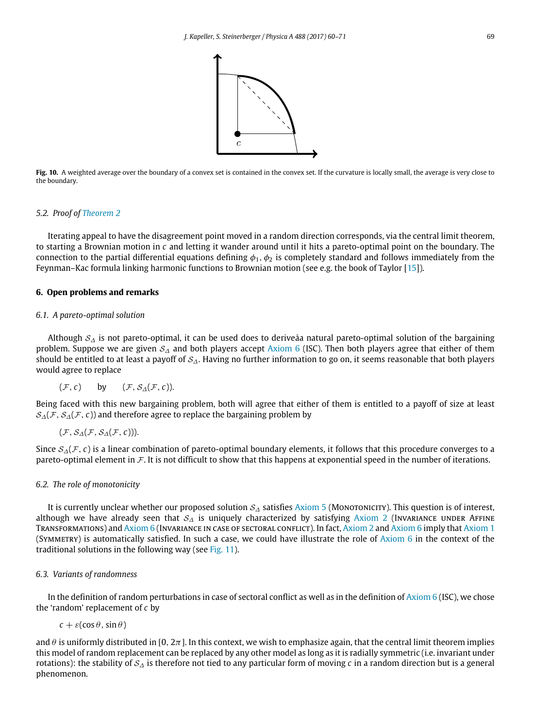**Fig. 10.** A weighted average over the boundary of a convex set is contained in the convex set. If the curvature is locally small, the average is very close to the boundary.

### 5.2. Proof of Theorem 2

Iterating appeal to have the disagreement point moved in a random direction corresponds, via the central limit theorem, to starting a Brownian motion in $c$ and letting it wander around until it hits a pareto-optimal point on the boundary. The connection to the partial differential equations defining $\phi_1, \phi_2$ is completely standard and follows immediately from the Feynman–Kac formula linking harmonic functions to Brownian motion (see e.g. the book of Taylor [15]).

## 6. Open problems and remarks

### 6.1. A pareto-optimal solution

Although $\mathcal{S}_\Delta$ is not pareto-optimal, it can be used does to deriveåa natural pareto-optimal solution of the bargaining problem. Suppose we are given $\mathcal{S}_\Delta$ and both players accept Axiom 6 (ISC). Then both players agree that either of them should be entitled to at least a payoff of $\mathcal{S}_\Delta$. Having no further information to go on, it seems reasonable that both players would agree to replace

$$(\mathcal{F}, c) \qquad \text{by} \qquad (\mathcal{F}, \mathcal{S}_\Delta(\mathcal{F}, c)).$$

Being faced with this new bargaining problem, both will agree that either of them is entitled to a payoff of size at least $\mathcal{S}_\Delta(\mathcal{F}, \mathcal{S}_\Delta(\mathcal{F}, c))$ and therefore agree to replace the bargaining problem by

$$(\mathcal{F}, \mathcal{S}_\Delta(\mathcal{F}, \mathcal{S}_\Delta(\mathcal{F}, c))).$$

Since $\mathcal{S}_\Delta(\mathcal{F}, c)$ is a linear combination of pareto-optimal boundary elements, it follows that this procedure converges to a pareto-optimal element in $\mathcal{F}$. It is not difficult to show that this happens at exponential speed in the number of iterations.

### 6.2. The role of monotonicity

It is currently unclear whether our proposed solution $\mathcal{S}_\Delta$ satisfies Axiom 5 (Monotonicity). This question is of interest, although we have already seen that $\mathcal{S}_\Delta$ is uniquely characterized by satisfying Axiom 2 (Invariance under Affine Transformations) and Axiom 6 (Invariance in case of sectoral conflict). In fact, Axiom 2 and Axiom 6 imply that Axiom 1 (Symmetry) is automatically satisfied. In such a case, we could have illustrate the role of Axiom 6 in the context of the traditional solutions in the following way (see Fig. 11).

### 6.3. Variants of randomness

In the definition of random perturbations in case of sectoral conflict as well as in the definition of Axiom 6 (ISC), we chose the 'random' replacement of $c$ by

$$c + \varepsilon(\cos\theta, \sin\theta)$$

and $\theta$ is uniformly distributed in $[0, 2\pi]$. In this context, we wish to emphasize again, that the central limit theorem implies this model of random replacement can be replaced by any other model as long as it is radially symmetric (i.e. invariant under rotations): the stability of $\mathcal{S}_\Delta$ is therefore not tied to any particular form of moving $c$ in a random direction but is a general phenomenon.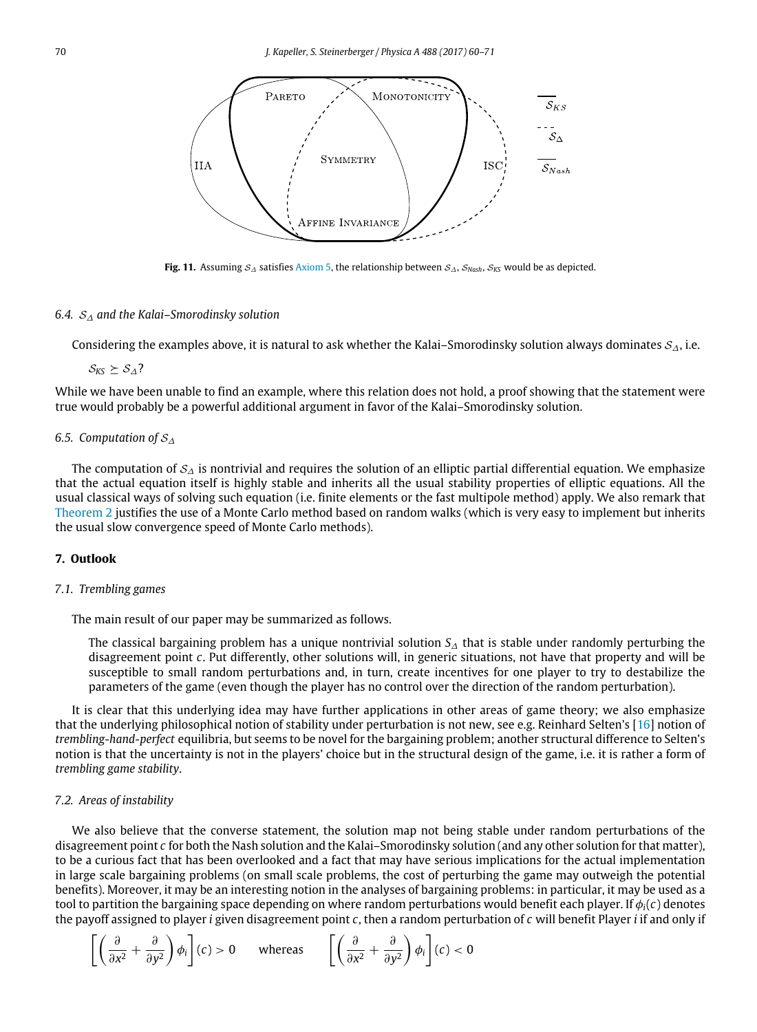Fig. 11. Assuming $\mathcal{S}_\Delta$ satisfies Axiom 5, the relationship between $\mathcal{S}_\Delta$, $\mathcal{S}_{Nash}$, $\mathcal{S}_{KS}$ would be as depicted.

### 6.4. $\mathcal{S}_\Delta$ and the Kalai–Smorodinsky solution

Considering the examples above, it is natural to ask whether the Kalai–Smorodinsky solution always dominates $\mathcal{S}_\Delta$, i.e.

$\mathcal{S}_{KS} \succeq \mathcal{S}_\Delta$?

While we have been unable to find an example, where this relation does not hold, a proof showing that the statement were true would probably be a powerful additional argument in favor of the Kalai–Smorodinsky solution.

### 6.5. Computation of $\mathcal{S}_\Delta$

The computation of $\mathcal{S}_\Delta$ is nontrivial and requires the solution of an elliptic partial differential equation. We emphasize that the actual equation itself is highly stable and inherits all the usual stability properties of elliptic equations. All the usual classical ways of solving such equation (i.e. finite elements or the fast multipole method) apply. We also remark that Theorem 2 justifies the use of a Monte Carlo method based on random walks (which is very easy to implement but inherits the usual slow convergence speed of Monte Carlo methods).

## 7. Outlook

### 7.1. Trembling games

The main result of our paper may be summarized as follows.

> The classical bargaining problem has a unique nontrivial solution $S_\Delta$ that is stable under randomly perturbing the disagreement point $c$. Put differently, other solutions will, in generic situations, not have that property and will be susceptible to small random perturbations and, in turn, create incentives for one player to try to destabilize the parameters of the game (even though the player has no control over the direction of the random perturbation).

It is clear that this underlying idea may have further applications in other areas of game theory; we also emphasize that the underlying philosophical notion of stability under perturbation is not new, see e.g. Reinhard Selten's [16] notion of *trembling-hand-perfect* equilibria, but seems to be novel for the bargaining problem; another structural difference to Selten's notion is that the uncertainty is not in the players' choice but in the structural design of the game, i.e. it is rather a form of *trembling game stability*.

### 7.2. Areas of instability

We also believe that the converse statement, the solution map not being stable under random perturbations of the disagreement point $c$ for both the Nash solution and the Kalai–Smorodinsky solution (and any other solution for that matter), to be a curious fact that has been overlooked and a fact that may have serious implications for the actual implementation in large scale bargaining problems (on small scale problems, the cost of perturbing the game may outweigh the potential benefits). Moreover, it may be an interesting notion in the analyses of bargaining problems: in particular, it may be used as a tool to partition the bargaining space depending on where random perturbations would benefit each player. If $\phi_i(c)$ denotes the payoff assigned to player $i$ given disagreement point $c$, then a random perturbation of $c$ will benefit Player $i$ if and only if

$$\left[\left(\frac{\partial}{\partial x^2} + \frac{\partial}{\partial y^2}\right)\phi_i\right](c) > 0 \qquad \text{whereas} \qquad \left[\left(\frac{\partial}{\partial x^2} + \frac{\partial}{\partial y^2}\right)\phi_i\right](c) < 0$$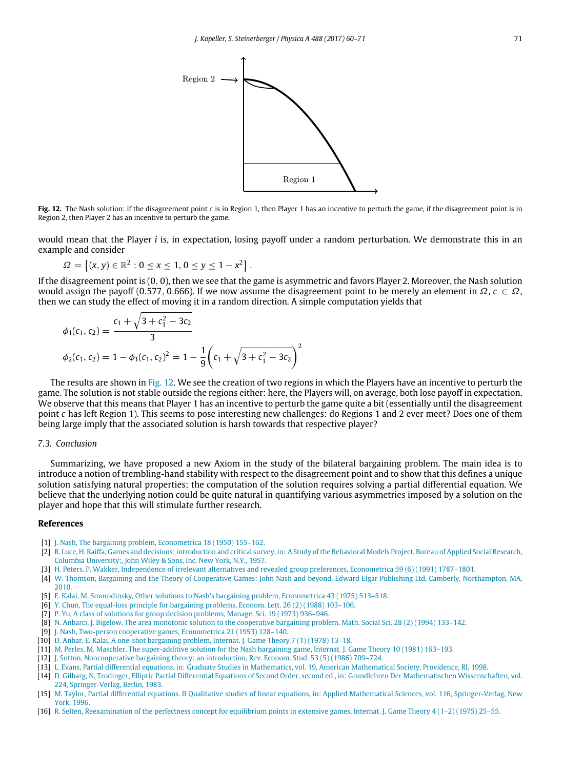Region 2

Region 1

**Fig. 12.** The Nash solution: if the disagreement point $c$ is in Region 1, then Player 1 has an incentive to perturb the game, if the disagreement point is in Region 2, then Player 2 has an incentive to perturb the game.

would mean that the Player $i$ is, in expectation, losing payoff under a random perturbation. We demonstrate this in an example and consider

$$\Omega = \left\{(x, y) \in \mathbb{R}^2 : 0 \le x \le 1, 0 \le y \le 1 - x^2\right\}.$$

If the disagreement point is $(0, 0)$, then we see that the game is asymmetric and favors Player 2. Moreover, the Nash solution would assign the payoff $(0.577, 0.666)$. If we now assume the disagreement point to be merely an element in $\Omega$, $c \in \Omega$, then we can study the effect of moving it in a random direction. A simple computation yields that

$$\phi_1(c_1, c_2) = \frac{c_1 + \sqrt{3 + c_1^2 - 3c_2}}{3}$$

$$\phi_2(c_1, c_2) = 1 - \phi_1(c_1, c_2)^2 = 1 - \frac{1}{9}\left(c_1 + \sqrt{3 + c_1^2 - 3c_2}\right)^2$$

The results are shown in Fig. 12. We see the creation of two regions in which the Players have an incentive to perturb the game. The solution is not stable outside the regions either: here, the Players will, on average, both lose payoff in expectation. We observe that this means that Player 1 has an incentive to perturb the game quite a bit (essentially until the disagreement point $c$ has left Region 1). This seems to pose interesting new challenges: do Regions 1 and 2 ever meet? Does one of them being large imply that the associated solution is harsh towards that respective player?

### 7.3. Conclusion

Summarizing, we have proposed a new Axiom in the study of the bilateral bargaining problem. The main idea is to introduce a notion of trembling-hand stability with respect to the disagreement point and to show that this defines a unique solution satisfying natural properties; the computation of the solution requires solving a partial differential equation. We believe that the underlying notion could be quite natural in quantifying various asymmetries imposed by a solution on the player and hope that this will stimulate further research.

## References

[1] J. Nash, The bargaining problem, Econometrica 18 (1950) 155–162.

[2] R. Luce, H. Raiffa, Games and decisions: introduction and critical survey, in: A Study of the Behavioral Models Project, Bureau of Applied Social Research, Columbia University;, John Wiley & Sons, Inc, New York, N.Y., 1957.

[3] H. Peters, P. Wakker, Independence of irrelevant alternatives and revealed group preferences, Econometrica 59 (6) (1991) 1787–1801.

[4] W. Thomson, Bargaining and the Theory of Cooperative Games: John Nash and beyond, Edward Elgar Publishing Ltd, Camberly, Northampton, MA, 2010.

[5] E. Kalai, M. Smorodinsky, Other solutions to Nash's bargaining problem, Econometrica 43 (1975) 513–518.

[6] Y. Chun, The equal-loss principle for bargaining problems, Econom. Lett. 26 (2) (1988) 103–106.

[7] P. Yu, A class of solutions for group decision problems, Manage. Sci. 19 (1973) 936–946.

[8] N. Anbarci, J. Bigelow, The area monotonic solution to the cooperative bargaining problem, Math. Social Sci. 28 (2) (1994) 133–142.

[9] J. Nash, Two-person cooperative games, Econometrica 21 (1953) 128–140.

[10] D. Anbar, E. Kalai, A one-shot bargaining problem, Internat. J. Game Theory 7 (1) (1978) 13–18.

[11] M. Perles, M. Maschler, The super-additive solution for the Nash bargaining game, Internat. J. Game Theory 10 (1981) 163–193.

[12] J. Sutton, Noncooperative bargaining theory: an introduction, Rev. Econom. Stud. 53 (5) (1986) 709–724.

[13] L. Evans, Partial differential equations, in: Graduate Studies in Mathematics, vol. 19, American Mathematical Society, Providence, RI, 1998.

[14] D. Gilbarg, N. Trudinger, Elliptic Partial Differential Equations of Second Order, second ed., in: Grundlehren Der Mathematischen Wissenschaften, vol. 224, Springer-Verlag, Berlin, 1983.

[15] M. Taylor, Partial differential equations. II Qualitative studies of linear equations, in: Applied Mathematical Sciences, vol. 116, Springer-Verlag, New York, 1996.

[16] R. Selten, Reexamination of the perfectness concept for equilibrium points in extensive games, Internat. J. Game Theory 4 (1–2) (1975) 25–55.